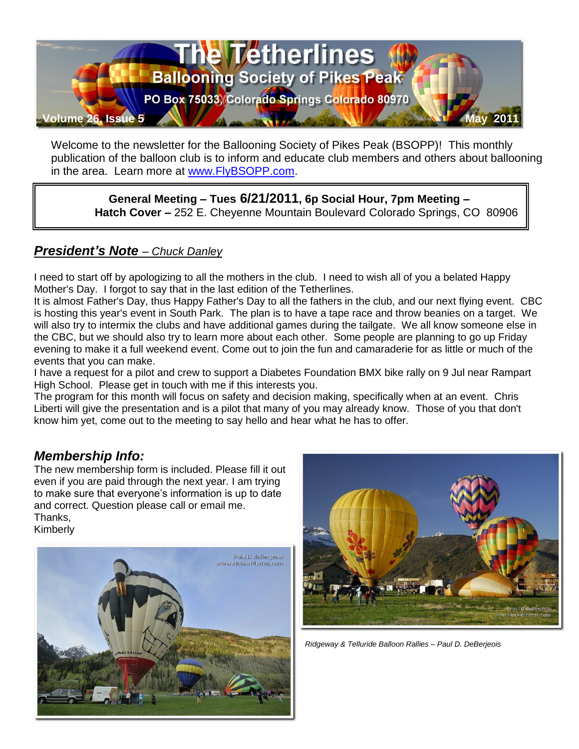# The Tetherlines

## Ballooning Society of Pikes Peak

PO Box 75033, Colorado Springs Colorado 80970

Volume 26, Issue 5 — May 2011

Welcome to the newsletter for the Ballooning Society of Pikes Peak (BSOPP)! This monthly publication of the balloon club is to inform and educate club members and others about ballooning in the area. Learn more at [www.FlyBSOPP.com](http://www.FlyBSOPP.com).

> **General Meeting – Tues 6/21/2011, 6p Social Hour, 7pm Meeting –**
> **Hatch Cover –** 252 E. Cheyenne Mountain Boulevard Colorado Springs, CO 80906

## *President's Note – Chuck Danley*

I need to start off by apologizing to all the mothers in the club. I need to wish all of you a belated Happy Mother's Day. I forgot to say that in the last edition of the Tetherlines.

It is almost Father's Day, thus Happy Father's Day to all the fathers in the club, and our next flying event. CBC is hosting this year's event in South Park. The plan is to have a tape race and throw beanies on a target. We will also try to intermix the clubs and have additional games during the tailgate. We all know someone else in the CBC, but we should also try to learn more about each other. Some people are planning to go up Friday evening to make it a full weekend event. Come out to join the fun and camaraderie for as little or much of the events that you can make.

I have a request for a pilot and crew to support a Diabetes Foundation BMX bike rally on 9 Jul near Rampart High School. Please get in touch with me if this interests you.

The program for this month will focus on safety and decision making, specifically when at an event. Chris Liberti will give the presentation and is a pilot that many of you may already know. Those of you that don't know him yet, come out to the meeting to say hello and hear what he has to offer.

## *Membership Info:*

The new membership form is included. Please fill it out even if you are paid through the next year. I am trying to make sure that everyone's information is up to date and correct. Question please call or email me.

Thanks,
Kimberly

*Ridgeway & Telluride Balloon Rallies – Paul D. DeBerjeois*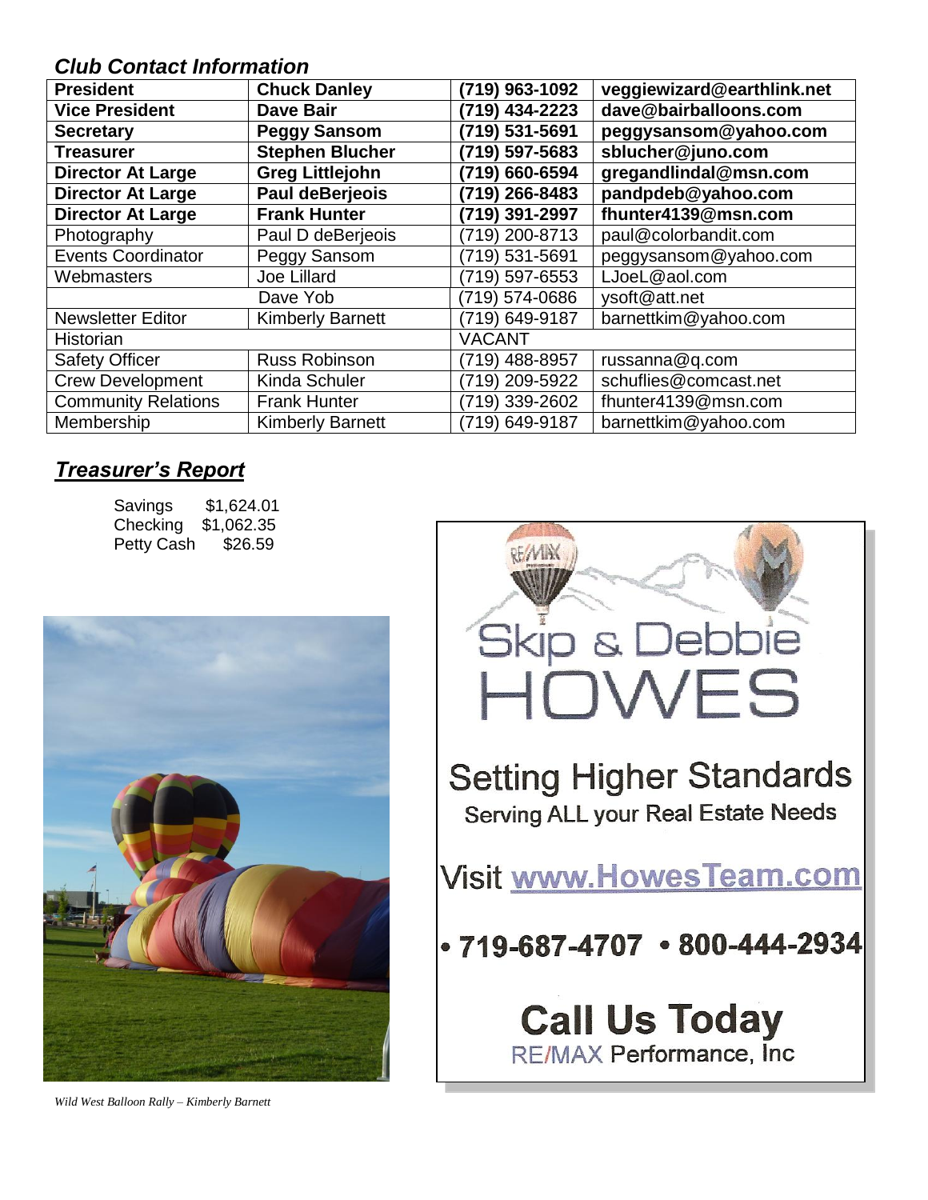### *Club Contact Information*

| **President** | **Chuck Danley** | **(719) 963-1092** | **veggiewizard@earthlink.net** |
|---|---|---|---|
| **Vice President** | **Dave Bair** | **(719) 434-2223** | **dave@bairballoons.com** |
| **Secretary** | **Peggy Sansom** | **(719) 531-5691** | **peggysansom@yahoo.com** |
| **Treasurer** | **Stephen Blucher** | **(719) 597-5683** | **sblucher@juno.com** |
| **Director At Large** | **Greg Littlejohn** | **(719) 660-6594** | **gregandlindal@msn.com** |
| **Director At Large** | **Paul deBerjeois** | **(719) 266-8483** | **pandpdeb@yahoo.com** |
| **Director At Large** | **Frank Hunter** | **(719) 391-2997** | **fhunter4139@msn.com** |
| Photography | Paul D deBerjeois | (719) 200-8713 | paul@colorbandit.com |
| Events Coordinator | Peggy Sansom | (719) 531-5691 | peggysansom@yahoo.com |
| Webmasters | Joe Lillard | (719) 597-6553 | LJoeL@aol.com |
| | Dave Yob | (719) 574-0686 | ysoft@att.net |
| Newsletter Editor | Kimberly Barnett | (719) 649-9187 | barnettkim@yahoo.com |
| Historian | | VACANT | |
| Safety Officer | Russ Robinson | (719) 488-8957 | russanna@q.com |
| Crew Development | Kinda Schuler | (719) 209-5922 | schuflies@comcast.net |
| Community Relations | Frank Hunter | (719) 339-2602 | fhunter4139@msn.com |
| Membership | Kimberly Barnett | (719) 649-9187 | barnettkim@yahoo.com |

## ***Treasurer's Report***

Savings $1,624.01
Checking $1,062.35
Petty Cash $26.59

*Wild West Balloon Rally – Kimberly Barnett*

Skip & Debbie HOWES

Setting Higher Standards
Serving ALL your Real Estate Needs

Visit www.HowesTeam.com

• 719-687-4707 • 800-444-2934

**Call Us Today**
RE/MAX Performance, Inc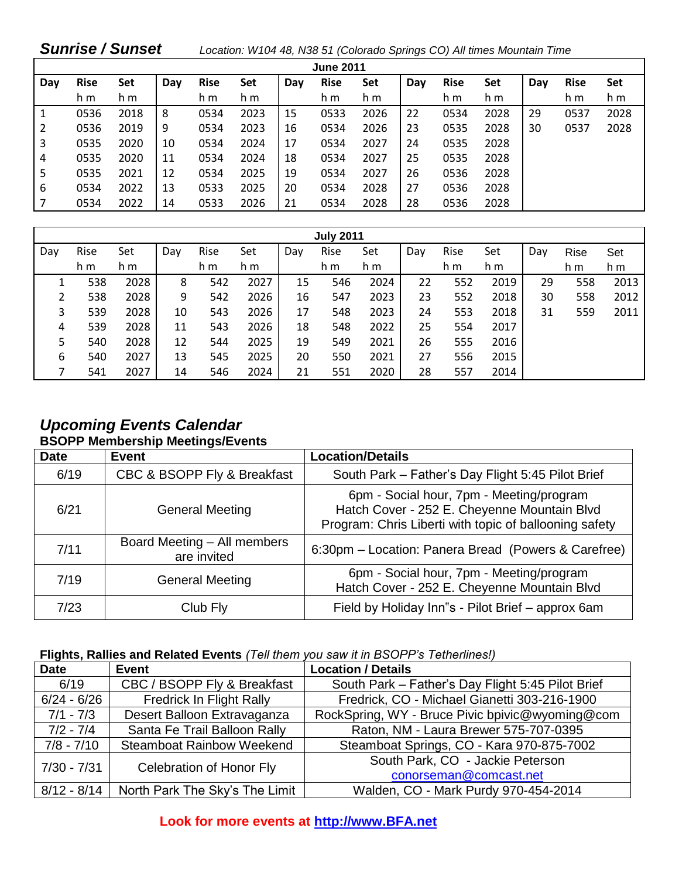## *Sunrise / Sunset*

*Location: W104 48, N38 51 (Colorado Springs CO) All times Mountain Time*

| June 2011 | | | | | | | | | | | | | | |
|---|---|---|---|---|---|---|---|---|---|---|---|---|---|---|
| **Day** | **Rise** | **Set** | **Day** | **Rise** | **Set** | **Day** | **Rise** | **Set** | **Day** | **Rise** | **Set** | **Day** | **Rise** | **Set** |
| | h m | h m | | h m | h m | | h m | h m | | h m | h m | | h m | h m |
| 1 | 0536 | 2018 | 8 | 0534 | 2023 | 15 | 0533 | 2026 | 22 | 0534 | 2028 | 29 | 0537 | 2028 |
| 2 | 0536 | 2019 | 9 | 0534 | 2023 | 16 | 0534 | 2026 | 23 | 0535 | 2028 | 30 | 0537 | 2028 |
| 3 | 0535 | 2020 | 10 | 0534 | 2024 | 17 | 0534 | 2027 | 24 | 0535 | 2028 | | | |
| 4 | 0535 | 2020 | 11 | 0534 | 2024 | 18 | 0534 | 2027 | 25 | 0535 | 2028 | | | |
| 5 | 0535 | 2021 | 12 | 0534 | 2025 | 19 | 0534 | 2027 | 26 | 0536 | 2028 | | | |
| 6 | 0534 | 2022 | 13 | 0533 | 2025 | 20 | 0534 | 2028 | 27 | 0536 | 2028 | | | |
| 7 | 0534 | 2022 | 14 | 0533 | 2026 | 21 | 0534 | 2028 | 28 | 0536 | 2028 | | | |

| July 2011 | | | | | | | | | | | | | | |
|---|---|---|---|---|---|---|---|---|---|---|---|---|---|---|
| Day | Rise | Set | Day | Rise | Set | Day | Rise | Set | Day | Rise | Set | Day | Rise | Set |
| | h m | h m | | h m | h m | | h m | h m | | h m | h m | | h m | h m |
| 1 | 538 | 2028 | 8 | 542 | 2027 | 15 | 546 | 2024 | 22 | 552 | 2019 | 29 | 558 | 2013 |
| 2 | 538 | 2028 | 9 | 542 | 2026 | 16 | 547 | 2023 | 23 | 552 | 2018 | 30 | 558 | 2012 |
| 3 | 539 | 2028 | 10 | 543 | 2026 | 17 | 548 | 2023 | 24 | 553 | 2018 | 31 | 559 | 2011 |
| 4 | 539 | 2028 | 11 | 543 | 2026 | 18 | 548 | 2022 | 25 | 554 | 2017 | | | |
| 5 | 540 | 2028 | 12 | 544 | 2025 | 19 | 549 | 2021 | 26 | 555 | 2016 | | | |
| 6 | 540 | 2027 | 13 | 545 | 2025 | 20 | 550 | 2021 | 27 | 556 | 2015 | | | |
| 7 | 541 | 2027 | 14 | 546 | 2024 | 21 | 551 | 2020 | 28 | 557 | 2014 | | | |

## *Upcoming Events Calendar*

### BSOPP Membership Meetings/Events

| Date | Event | Location/Details |
|---|---|---|
| 6/19 | CBC & BSOPP Fly & Breakfast | South Park – Father's Day Flight 5:45 Pilot Brief |
| 6/21 | General Meeting | 6pm - Social hour, 7pm - Meeting/program<br>Hatch Cover - 252 E. Cheyenne Mountain Blvd<br>Program: Chris Liberti with topic of ballooning safety |
| 7/11 | Board Meeting – All members are invited | 6:30pm – Location: Panera Bread (Powers & Carefree) |
| 7/19 | General Meeting | 6pm - Social hour, 7pm - Meeting/program<br>Hatch Cover - 252 E. Cheyenne Mountain Blvd |
| 7/23 | Club Fly | Field by Holiday Inn"s - Pilot Brief – approx 6am |

**Flights, Rallies and Related Events** *(Tell them you saw it in BSOPP's Tetherlines!)*

| Date | Event | Location / Details |
|---|---|---|
| 6/19 | CBC / BSOPP Fly & Breakfast | South Park – Father's Day Flight 5:45 Pilot Brief |
| 6/24 - 6/26 | Fredrick In Flight Rally | Fredrick, CO - Michael Gianetti 303-216-1900 |
| 7/1 - 7/3 | Desert Balloon Extravaganza | RockSpring, WY - Bruce Pivic bpivic@wyoming@com |
| 7/2 - 7/4 | Santa Fe Trail Balloon Rally | Raton, NM - Laura Brewer 575-707-0395 |
| 7/8 - 7/10 | Steamboat Rainbow Weekend | Steamboat Springs, CO - Kara 970-875-7002 |
| 7/30 - 7/31 | Celebration of Honor Fly | South Park, CO - Jackie Peterson<br>conorseman@comcast.net |
| 8/12 - 8/14 | North Park The Sky's The Limit | Walden, CO - Mark Purdy 970-454-2014 |

**Look for more events at http://www.BFA.net**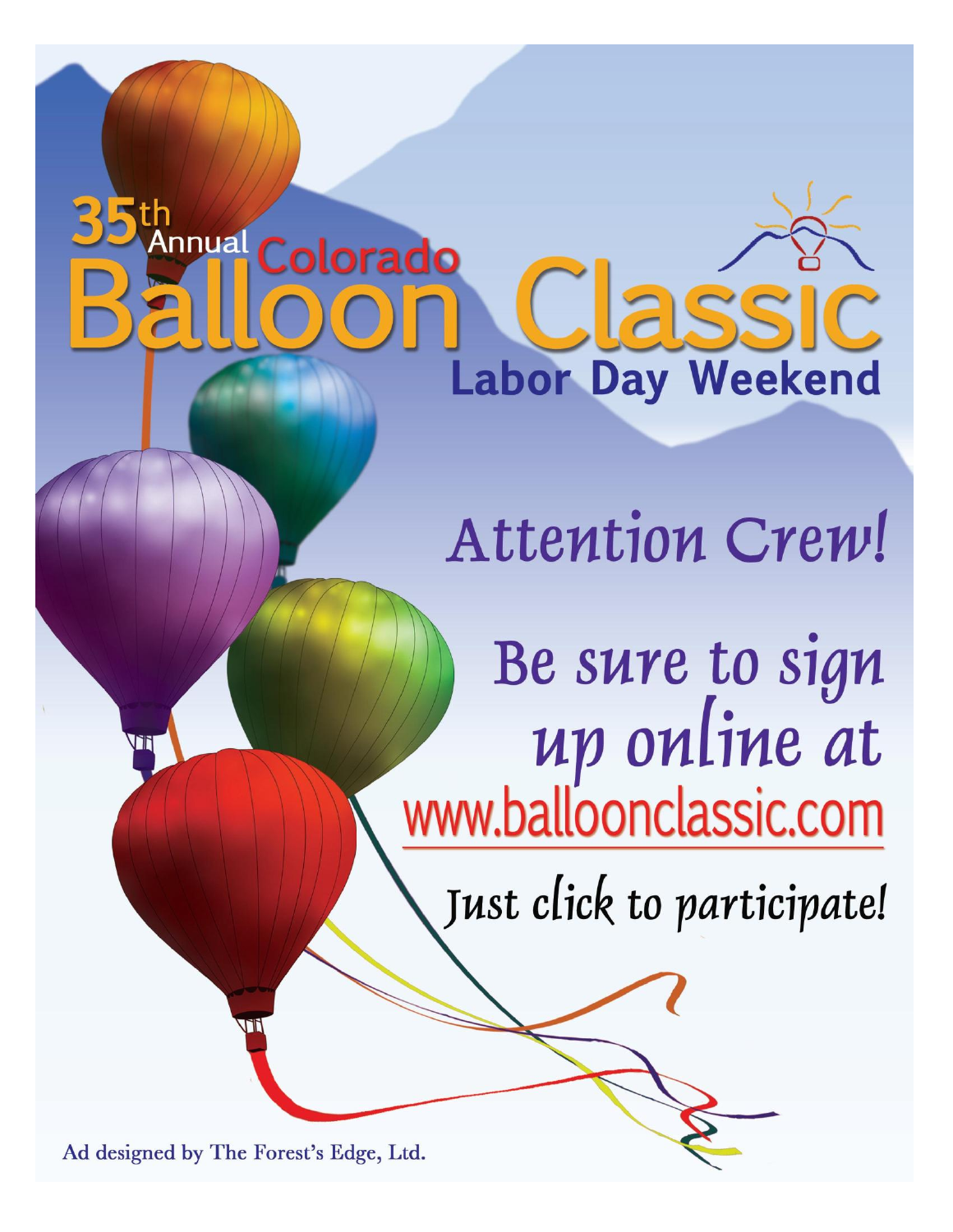# 35th Annual Colorado Balloon Classic

## Labor Day Weekend

## Attention Crew!

## Be sure to sign up online at www.balloonclassic.com

*Just click to participate!*

Ad designed by The Forest's Edge, Ltd.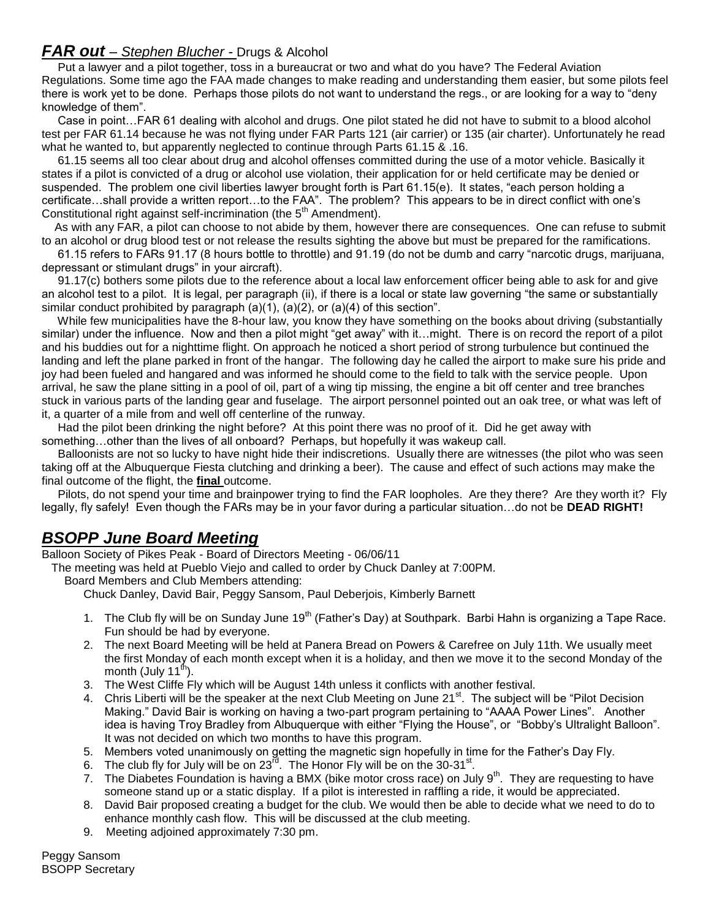## ***FAR out*** – *Stephen Blucher* - Drugs & Alcohol

Put a lawyer and a pilot together, toss in a bureaucrat or two and what do you have? The Federal Aviation Regulations. Some time ago the FAA made changes to make reading and understanding them easier, but some pilots feel there is work yet to be done. Perhaps those pilots do not want to understand the regs., or are looking for a way to "deny knowledge of them".

Case in point…FAR 61 dealing with alcohol and drugs. One pilot stated he did not have to submit to a blood alcohol test per FAR 61.14 because he was not flying under FAR Parts 121 (air carrier) or 135 (air charter). Unfortunately he read what he wanted to, but apparently neglected to continue through Parts 61.15 & .16.

61.15 seems all too clear about drug and alcohol offenses committed during the use of a motor vehicle. Basically it states if a pilot is convicted of a drug or alcohol use violation, their application for or held certificate may be denied or suspended. The problem one civil liberties lawyer brought forth is Part 61.15(e). It states, "each person holding a certificate…shall provide a written report…to the FAA". The problem? This appears to be in direct conflict with one's Constitutional right against self-incrimination (the 5th Amendment).

As with any FAR, a pilot can choose to not abide by them, however there are consequences. One can refuse to submit to an alcohol or drug blood test or not release the results sighting the above but must be prepared for the ramifications.

61.15 refers to FARs 91.17 (8 hours bottle to throttle) and 91.19 (do not be dumb and carry "narcotic drugs, marijuana, depressant or stimulant drugs" in your aircraft).

91.17(c) bothers some pilots due to the reference about a local law enforcement officer being able to ask for and give an alcohol test to a pilot. It is legal, per paragraph (ii), if there is a local or state law governing "the same or substantially similar conduct prohibited by paragraph (a)(1), (a)(2), or (a)(4) of this section".

While few municipalities have the 8-hour law, you know they have something on the books about driving (substantially similar) under the influence. Now and then a pilot might "get away" with it…might. There is on record the report of a pilot and his buddies out for a nighttime flight. On approach he noticed a short period of strong turbulence but continued the landing and left the plane parked in front of the hangar. The following day he called the airport to make sure his pride and joy had been fueled and hangared and was informed he should come to the field to talk with the service people. Upon arrival, he saw the plane sitting in a pool of oil, part of a wing tip missing, the engine a bit off center and tree branches stuck in various parts of the landing gear and fuselage. The airport personnel pointed out an oak tree, or what was left of it, a quarter of a mile from and well off centerline of the runway.

Had the pilot been drinking the night before? At this point there was no proof of it. Did he get away with something…other than the lives of all onboard? Perhaps, but hopefully it was wakeup call.

Balloonists are not so lucky to have night hide their indiscretions. Usually there are witnesses (the pilot who was seen taking off at the Albuquerque Fiesta clutching and drinking a beer). The cause and effect of such actions may make the final outcome of the flight, the **final** outcome.

Pilots, do not spend your time and brainpower trying to find the FAR loopholes. Are they there? Are they worth it? Fly legally, fly safely! Even though the FARs may be in your favor during a particular situation…do not be **DEAD RIGHT!**

## ***BSOPP June Board Meeting***

Balloon Society of Pikes Peak - Board of Directors Meeting - 06/06/11

The meeting was held at Pueblo Viejo and called to order by Chuck Danley at 7:00PM.

Board Members and Club Members attending:

Chuck Danley, David Bair, Peggy Sansom, Paul Deberjois, Kimberly Barnett

1. The Club fly will be on Sunday June 19th (Father's Day) at Southpark. Barbi Hahn is organizing a Tape Race. Fun should be had by everyone.
2. The next Board Meeting will be held at Panera Bread on Powers & Carefree on July 11th. We usually meet the first Monday of each month except when it is a holiday, and then we move it to the second Monday of the month (July 11th).
3. The West Cliffe Fly which will be August 14th unless it conflicts with another festival.
4. Chris Liberti will be the speaker at the next Club Meeting on June 21st. The subject will be "Pilot Decision Making." David Bair is working on having a two-part program pertaining to "AAAA Power Lines". Another idea is having Troy Bradley from Albuquerque with either "Flying the House", or "Bobby's Ultralight Balloon". It was not decided on which two months to have this program.
5. Members voted unanimously on getting the magnetic sign hopefully in time for the Father's Day Fly.
6. The club fly for July will be on 23rd. The Honor Fly will be on the 30-31st.
7. The Diabetes Foundation is having a BMX (bike motor cross race) on July 9th. They are requesting to have someone stand up or a static display. If a pilot is interested in raffling a ride, it would be appreciated.
8. David Bair proposed creating a budget for the club. We would then be able to decide what we need to do to enhance monthly cash flow. This will be discussed at the club meeting.
9. Meeting adjoined approximately 7:30 pm.

Peggy Sansom
BSOPP Secretary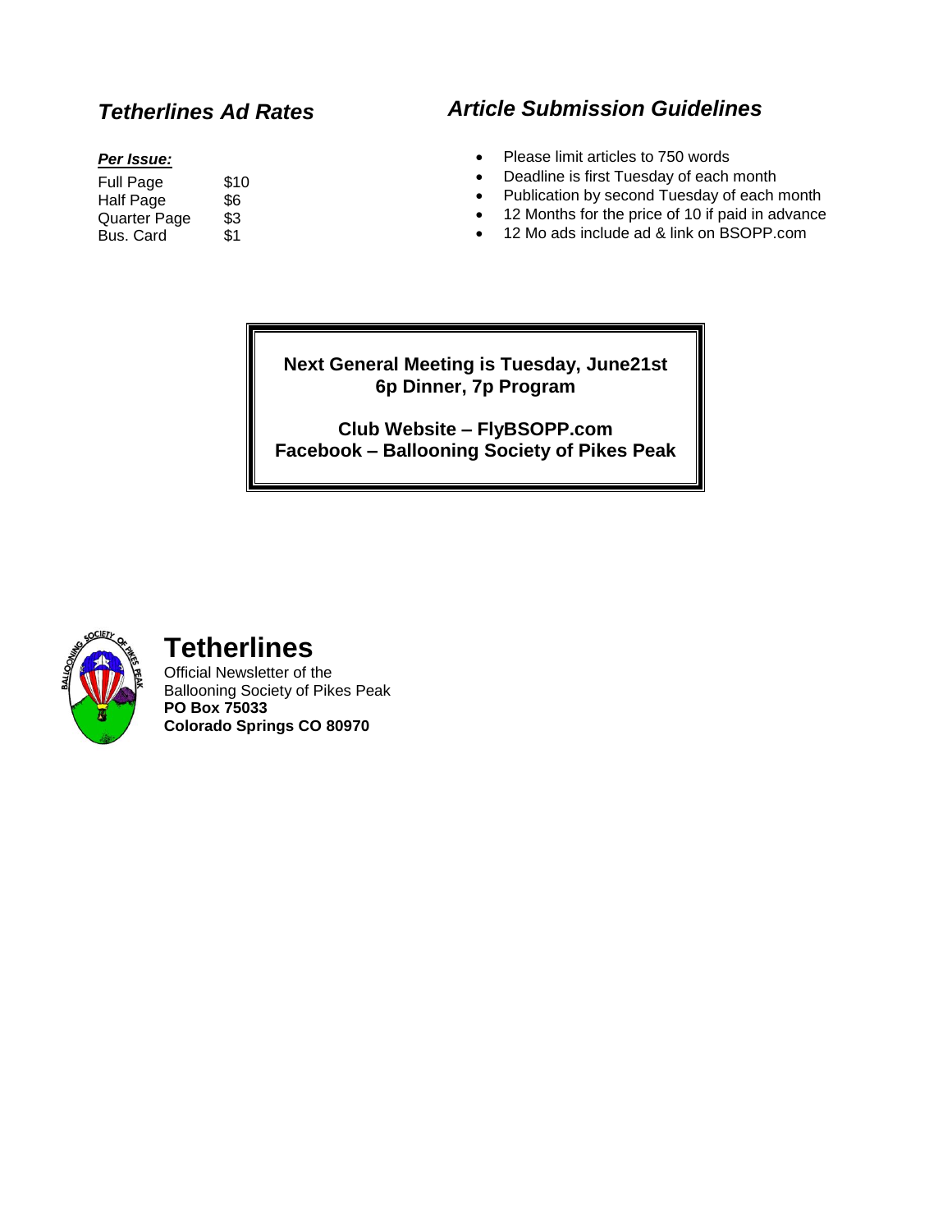## *Tetherlines Ad Rates*

***Per Issue:***

| | |
|---|---|
| Full Page | $10 |
| Half Page | $6 |
| Quarter Page | $3 |
| Bus. Card | $1 |

## *Article Submission Guidelines*

- Please limit articles to 750 words
- Deadline is first Tuesday of each month
- Publication by second Tuesday of each month
- 12 Months for the price of 10 if paid in advance
- 12 Mo ads include ad & link on BSOPP.com

**Next General Meeting is Tuesday, June21st**
**6p Dinner, 7p Program**

**Club Website – FlyBSOPP.com**
**Facebook – Ballooning Society of Pikes Peak**

# Tetherlines

Official Newsletter of the
Ballooning Society of Pikes Peak
**PO Box 75033**
**Colorado Springs CO 80970**